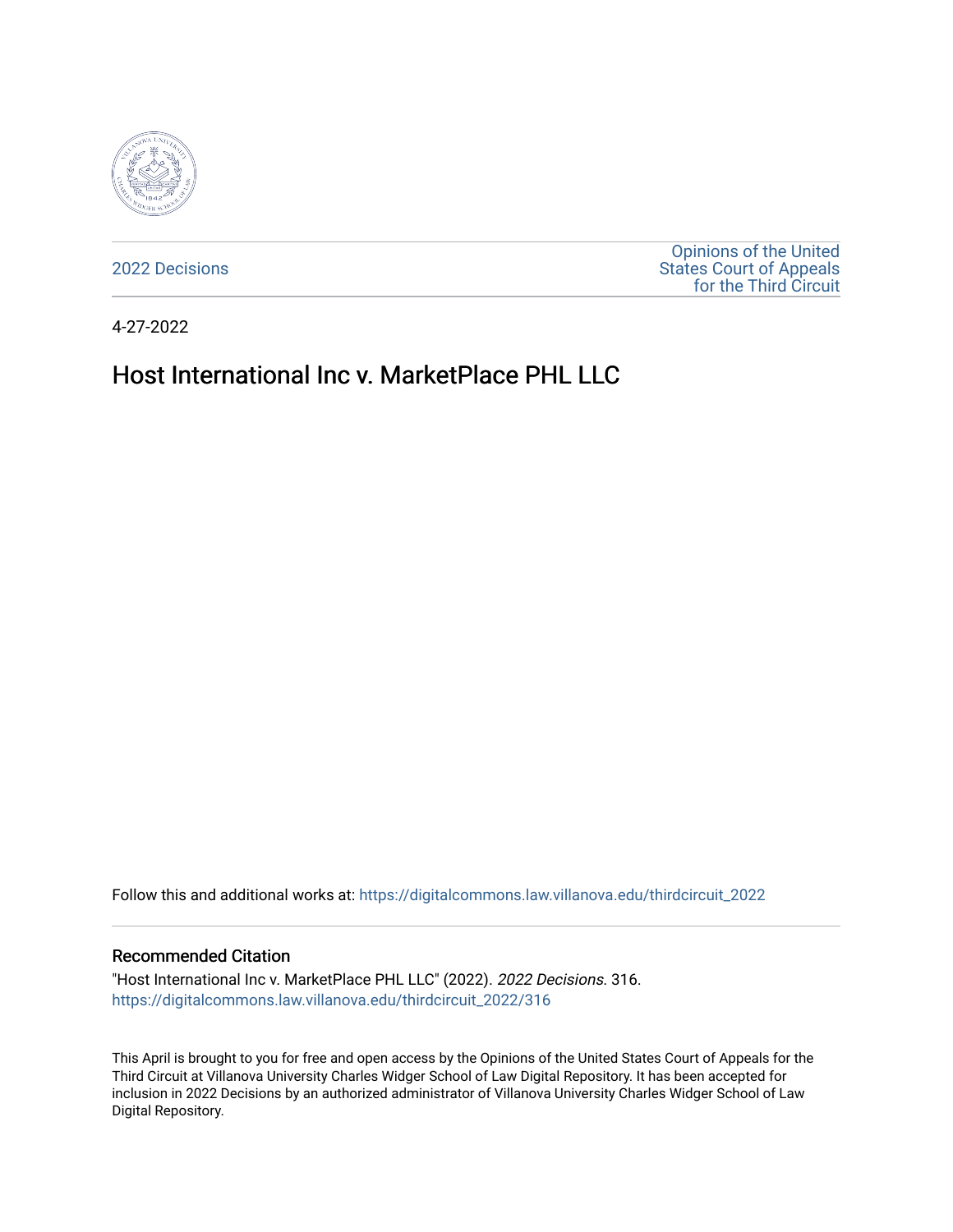2022 Decisions

Opinions of the United States Court of Appeals for the Third Circuit

4-27-2022

# Host International Inc v. MarketPlace PHL LLC

Follow this and additional works at: https://digitalcommons.law.villanova.edu/thirdcircuit_2022

## Recommended Citation

"Host International Inc v. MarketPlace PHL LLC" (2022). *2022 Decisions*. 316.
https://digitalcommons.law.villanova.edu/thirdcircuit_2022/316

This April is brought to you for free and open access by the Opinions of the United States Court of Appeals for the Third Circuit at Villanova University Charles Widger School of Law Digital Repository. It has been accepted for inclusion in 2022 Decisions by an authorized administrator of Villanova University Charles Widger School of Law Digital Repository.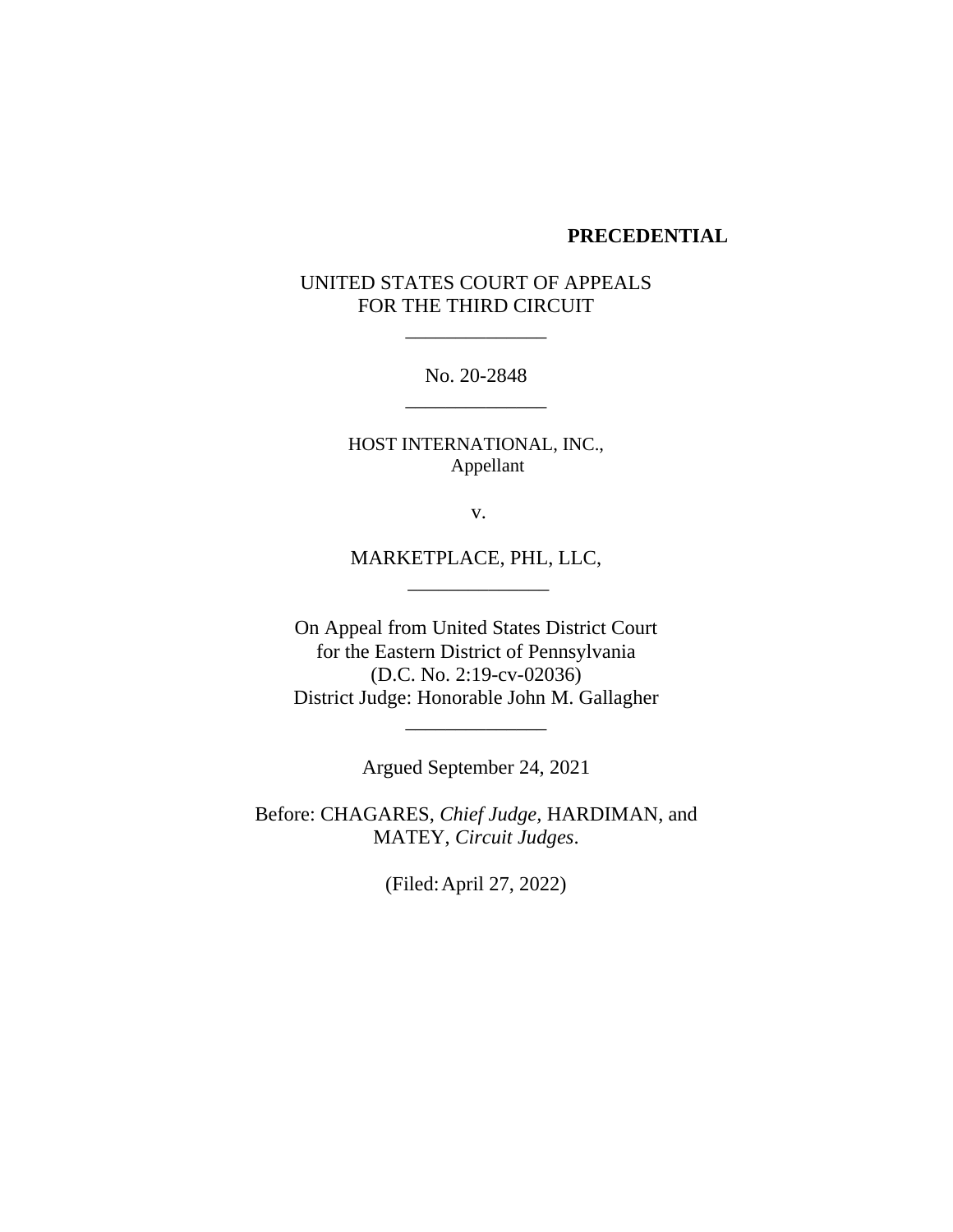**PRECEDENTIAL**

UNITED STATES COURT OF APPEALS
FOR THE THIRD CIRCUIT

\_\_\_\_\_\_\_\_\_\_\_\_\_\_

No. 20-2848

\_\_\_\_\_\_\_\_\_\_\_\_\_\_

HOST INTERNATIONAL, INC.,
Appellant

v.

MARKETPLACE, PHL, LLC,

\_\_\_\_\_\_\_\_\_\_\_\_\_\_

On Appeal from United States District Court
for the Eastern District of Pennsylvania
(D.C. No. 2:19-cv-02036)
District Judge: Honorable John M. Gallagher

\_\_\_\_\_\_\_\_\_\_\_\_\_\_

Argued September 24, 2021

Before: CHAGARES, *Chief Judge,* HARDIMAN, and
MATEY, *Circuit Judges*.

(Filed: April 27, 2022)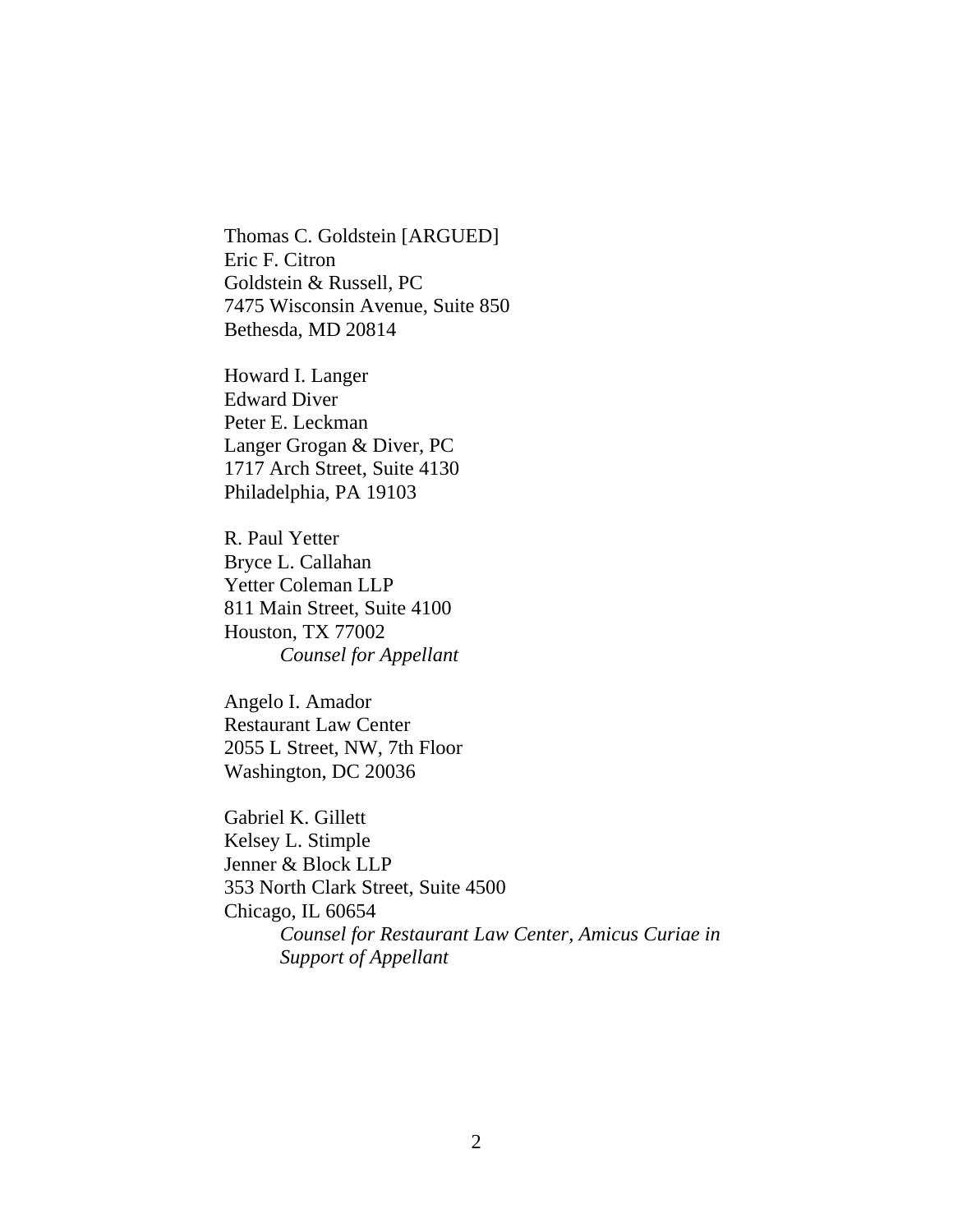Thomas C. Goldstein [ARGUED]
Eric F. Citron
Goldstein & Russell, PC
7475 Wisconsin Avenue, Suite 850
Bethesda, MD 20814

Howard I. Langer
Edward Diver
Peter E. Leckman
Langer Grogan & Diver, PC
1717 Arch Street, Suite 4130
Philadelphia, PA 19103

R. Paul Yetter
Bryce L. Callahan
Yetter Coleman LLP
811 Main Street, Suite 4100
Houston, TX 77002

*Counsel for Appellant*

Angelo I. Amador
Restaurant Law Center
2055 L Street, NW, 7th Floor
Washington, DC 20036

Gabriel K. Gillett
Kelsey L. Stimple
Jenner & Block LLP
353 North Clark Street, Suite 4500
Chicago, IL 60654

*Counsel for Restaurant Law Center, Amicus Curiae in Support of Appellant*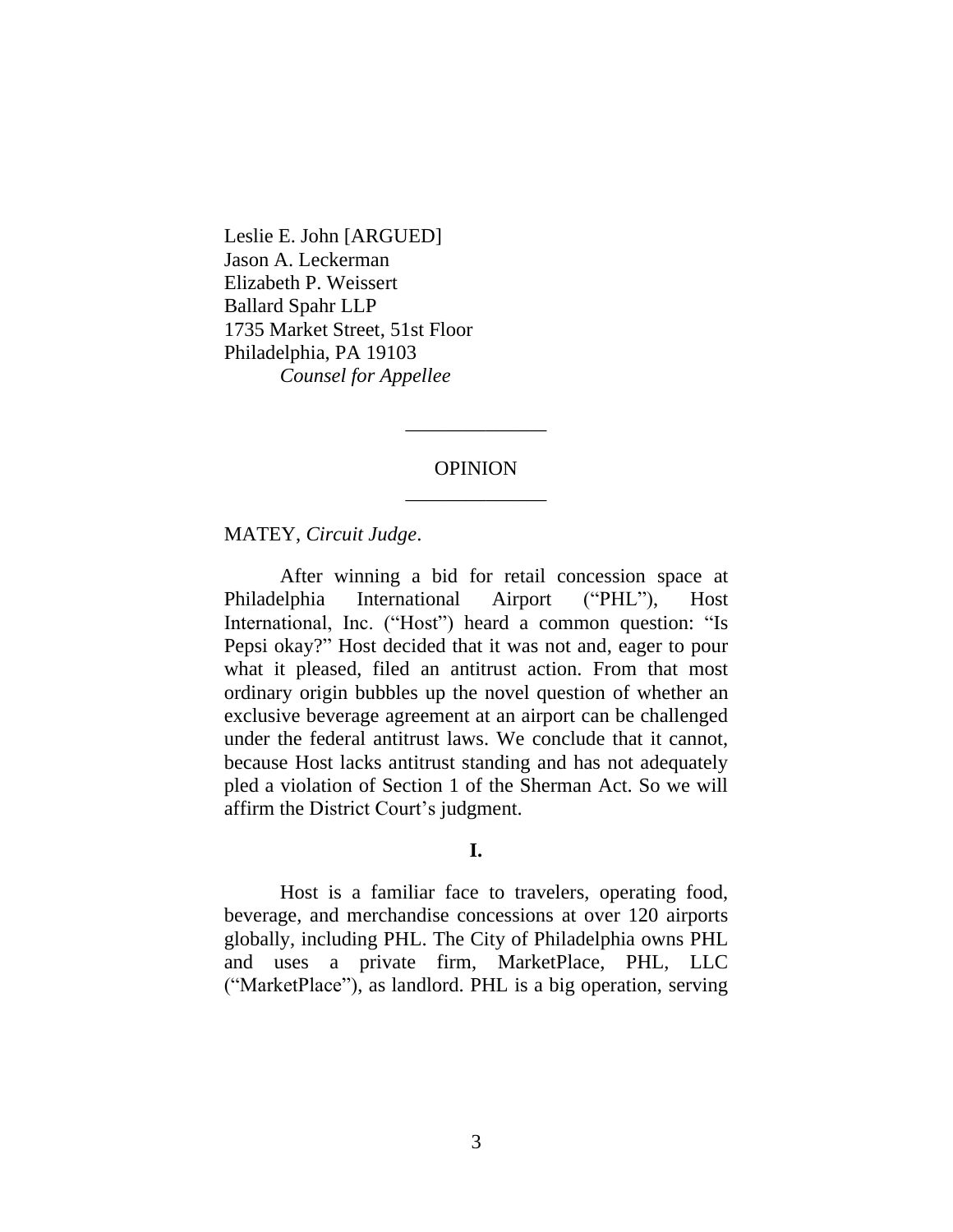Leslie E. John [ARGUED]
Jason A. Leckerman
Elizabeth P. Weissert
Ballard Spahr LLP
1735 Market Street, 51st Floor
Philadelphia, PA 19103
*Counsel for Appellee*

______________

OPINION

______________

MATEY, *Circuit Judge*.

After winning a bid for retail concession space at Philadelphia International Airport ("PHL"), Host International, Inc. ("Host") heard a common question: "Is Pepsi okay?" Host decided that it was not and, eager to pour what it pleased, filed an antitrust action. From that most ordinary origin bubbles up the novel question of whether an exclusive beverage agreement at an airport can be challenged under the federal antitrust laws. We conclude that it cannot, because Host lacks antitrust standing and has not adequately pled a violation of Section 1 of the Sherman Act. So we will affirm the District Court's judgment.

**I.**

Host is a familiar face to travelers, operating food, beverage, and merchandise concessions at over 120 airports globally, including PHL. The City of Philadelphia owns PHL and uses a private firm, MarketPlace, PHL, LLC ("MarketPlace"), as landlord. PHL is a big operation, serving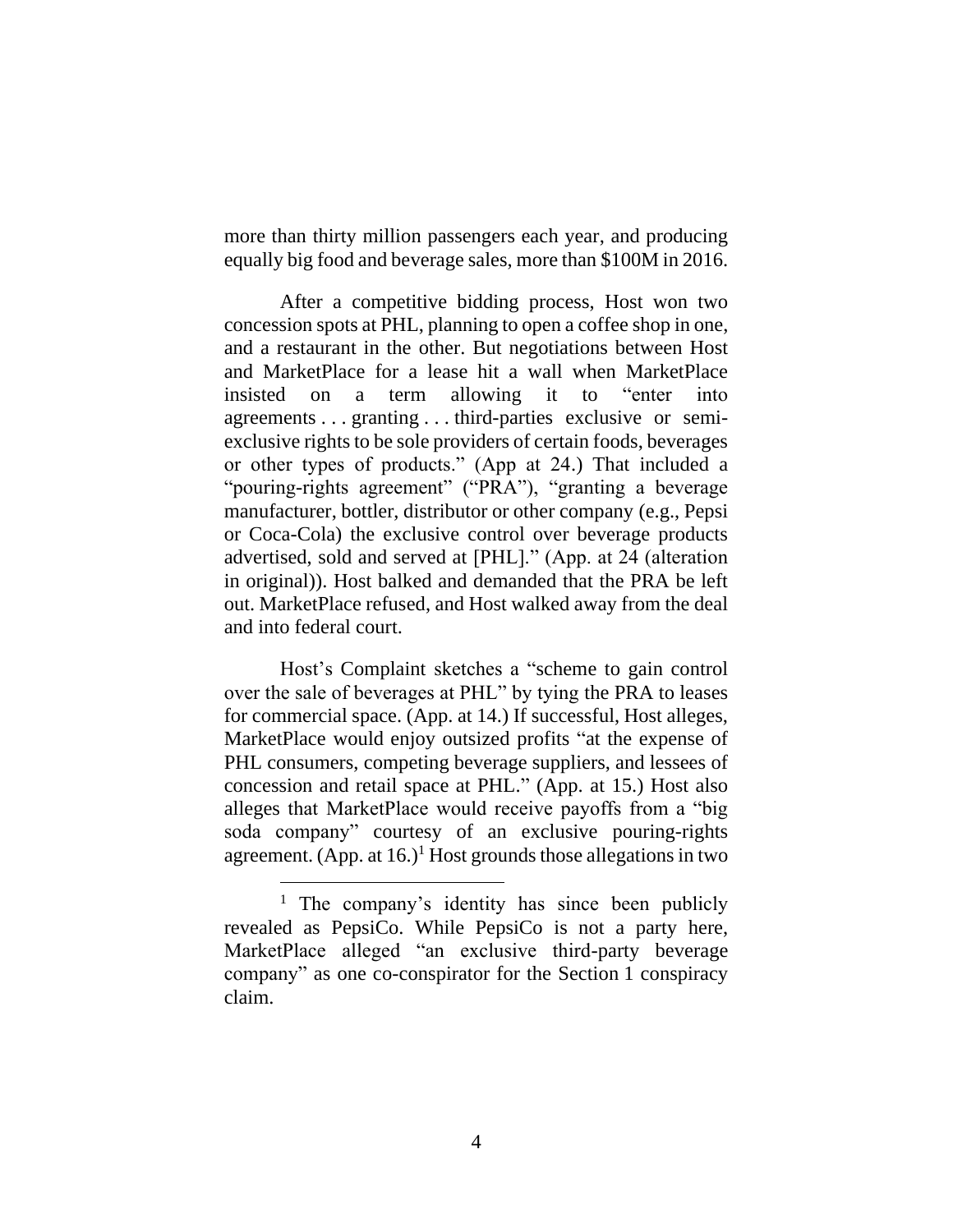more than thirty million passengers each year, and producing equally big food and beverage sales, more than $100M in 2016.

After a competitive bidding process, Host won two concession spots at PHL, planning to open a coffee shop in one, and a restaurant in the other. But negotiations between Host and MarketPlace for a lease hit a wall when MarketPlace insisted on a term allowing it to "enter into agreements . . . granting . . . third-parties exclusive or semi-exclusive rights to be sole providers of certain foods, beverages or other types of products." (App at 24.) That included a "pouring-rights agreement" ("PRA"), "granting a beverage manufacturer, bottler, distributor or other company (e.g., Pepsi or Coca-Cola) the exclusive control over beverage products advertised, sold and served at [PHL]." (App. at 24 (alteration in original)). Host balked and demanded that the PRA be left out. MarketPlace refused, and Host walked away from the deal and into federal court.

Host's Complaint sketches a "scheme to gain control over the sale of beverages at PHL" by tying the PRA to leases for commercial space. (App. at 14.) If successful, Host alleges, MarketPlace would enjoy outsized profits "at the expense of PHL consumers, competing beverage suppliers, and lessees of concession and retail space at PHL." (App. at 15.) Host also alleges that MarketPlace would receive payoffs from a "big soda company" courtesy of an exclusive pouring-rights agreement. (App. at 16.)[1] Host grounds those allegations in two

[1] The company's identity has since been publicly revealed as PepsiCo. While PepsiCo is not a party here, MarketPlace alleged "an exclusive third-party beverage company" as one co-conspirator for the Section 1 conspiracy claim.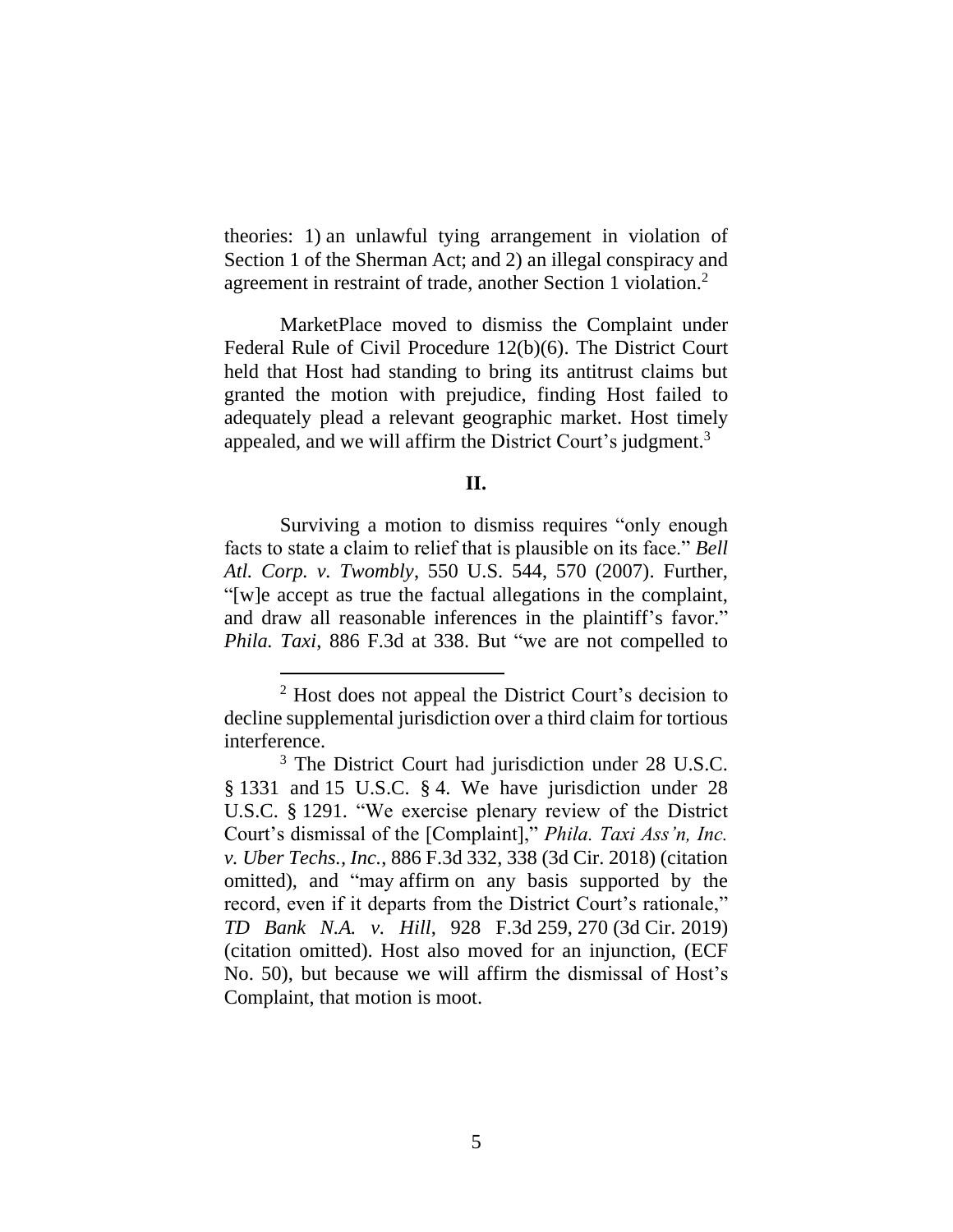theories: 1) an unlawful tying arrangement in violation of Section 1 of the Sherman Act; and 2) an illegal conspiracy and agreement in restraint of trade, another Section 1 violation.[2]

MarketPlace moved to dismiss the Complaint under Federal Rule of Civil Procedure 12(b)(6). The District Court held that Host had standing to bring its antitrust claims but granted the motion with prejudice, finding Host failed to adequately plead a relevant geographic market. Host timely appealed, and we will affirm the District Court's judgment.[3]

## II.

Surviving a motion to dismiss requires "only enough facts to state a claim to relief that is plausible on its face." *Bell Atl. Corp. v. Twombly*, 550 U.S. 544, 570 (2007). Further, "[w]e accept as true the factual allegations in the complaint, and draw all reasonable inferences in the plaintiff's favor." *Phila. Taxi*, 886 F.3d at 338. But "we are not compelled to

---

[2] Host does not appeal the District Court's decision to decline supplemental jurisdiction over a third claim for tortious interference.

[3] The District Court had jurisdiction under 28 U.S.C. § 1331 and 15 U.S.C. § 4. We have jurisdiction under 28 U.S.C. § 1291. "We exercise plenary review of the District Court's dismissal of the [Complaint]," *Phila. Taxi Ass'n, Inc. v. Uber Techs., Inc.*, 886 F.3d 332, 338 (3d Cir. 2018) (citation omitted), and "may affirm on any basis supported by the record, even if it departs from the District Court's rationale," *TD Bank N.A. v. Hill*, 928 F.3d 259, 270 (3d Cir. 2019) (citation omitted). Host also moved for an injunction, (ECF No. 50), but because we will affirm the dismissal of Host's Complaint, that motion is moot.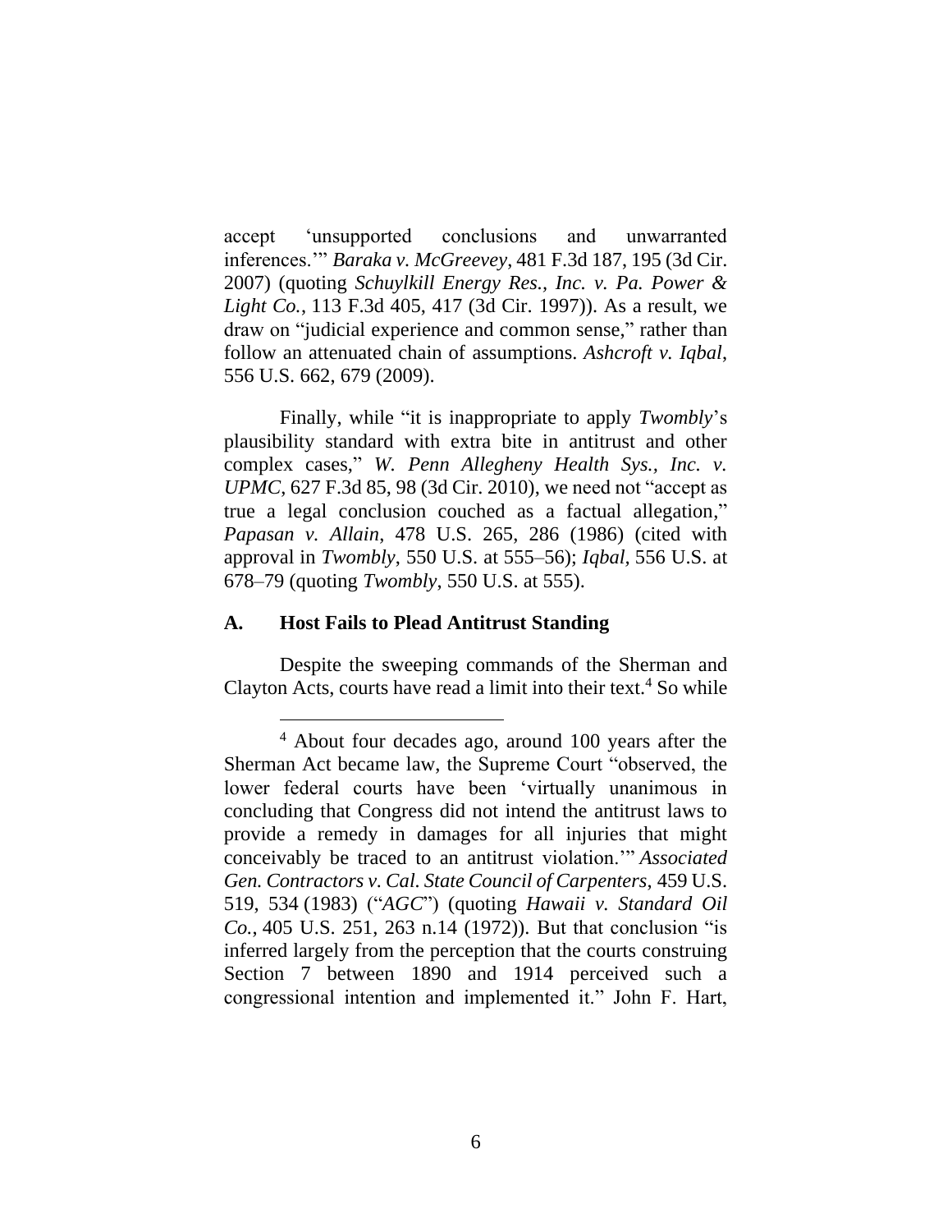accept 'unsupported conclusions and unwarranted inferences.'" *Baraka v. McGreevey*, 481 F.3d 187, 195 (3d Cir. 2007) (quoting *Schuylkill Energy Res., Inc. v. Pa. Power & Light Co.*, 113 F.3d 405, 417 (3d Cir. 1997)). As a result, we draw on "judicial experience and common sense," rather than follow an attenuated chain of assumptions. *Ashcroft v. Iqbal*, 556 U.S. 662, 679 (2009).

Finally, while "it is inappropriate to apply *Twombly*'s plausibility standard with extra bite in antitrust and other complex cases," *W. Penn Allegheny Health Sys., Inc. v. UPMC*, 627 F.3d 85, 98 (3d Cir. 2010), we need not "accept as true a legal conclusion couched as a factual allegation," *Papasan v. Allain*, 478 U.S. 265, 286 (1986) (cited with approval in *Twombly*, 550 U.S. at 555–56); *Iqbal*, 556 U.S. at 678–79 (quoting *Twombly*, 550 U.S. at 555).

### A. Host Fails to Plead Antitrust Standing

Despite the sweeping commands of the Sherman and Clayton Acts, courts have read a limit into their text.[4] So while

[4] About four decades ago, around 100 years after the Sherman Act became law, the Supreme Court "observed, the lower federal courts have been 'virtually unanimous in concluding that Congress did not intend the antitrust laws to provide a remedy in damages for all injuries that might conceivably be traced to an antitrust violation.'" *Associated Gen. Contractors v. Cal. State Council of Carpenters*, 459 U.S. 519, 534 (1983) ("*AGC*") (quoting *Hawaii v. Standard Oil Co.*, 405 U.S. 251, 263 n.14 (1972)). But that conclusion "is inferred largely from the perception that the courts construing Section 7 between 1890 and 1914 perceived such a congressional intention and implemented it." John F. Hart,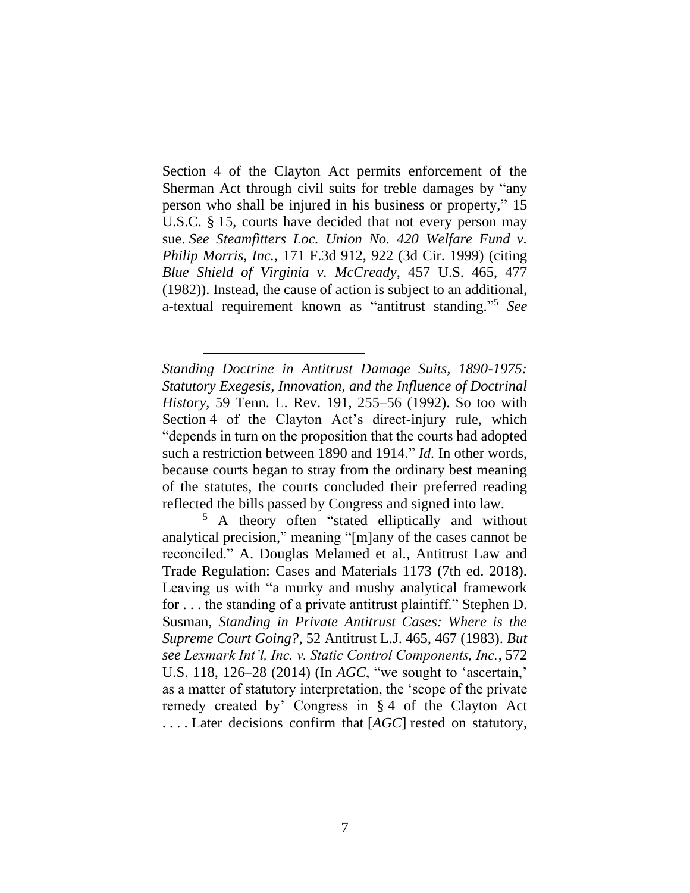Section 4 of the Clayton Act permits enforcement of the Sherman Act through civil suits for treble damages by "any person who shall be injured in his business or property," 15 U.S.C. § 15, courts have decided that not every person may sue. *See Steamfitters Loc. Union No. 420 Welfare Fund v. Philip Morris, Inc.*, 171 F.3d 912, 922 (3d Cir. 1999) (citing *Blue Shield of Virginia v. McCready*, 457 U.S. 465, 477 (1982)). Instead, the cause of action is subject to an additional, a-textual requirement known as "antitrust standing."[5] *See*

---

*Standing Doctrine in Antitrust Damage Suits, 1890-1975: Statutory Exegesis, Innovation, and the Influence of Doctrinal History*, 59 Tenn. L. Rev. 191, 255–56 (1992). So too with Section 4 of the Clayton Act's direct-injury rule, which "depends in turn on the proposition that the courts had adopted such a restriction between 1890 and 1914." *Id.* In other words, because courts began to stray from the ordinary best meaning of the statutes, the courts concluded their preferred reading reflected the bills passed by Congress and signed into law.

[5] A theory often "stated elliptically and without analytical precision," meaning "[m]any of the cases cannot be reconciled." A. Douglas Melamed et al., Antitrust Law and Trade Regulation: Cases and Materials 1173 (7th ed. 2018). Leaving us with "a murky and mushy analytical framework for . . . the standing of a private antitrust plaintiff." Stephen D. Susman, *Standing in Private Antitrust Cases: Where is the Supreme Court Going?*, 52 Antitrust L.J. 465, 467 (1983). *But see Lexmark Int'l, Inc. v. Static Control Components, Inc.*, 572 U.S. 118, 126–28 (2014) (In *AGC*, "we sought to 'ascertain,' as a matter of statutory interpretation, the 'scope of the private remedy created by' Congress in § 4 of the Clayton Act . . . . Later decisions confirm that [*AGC*] rested on statutory,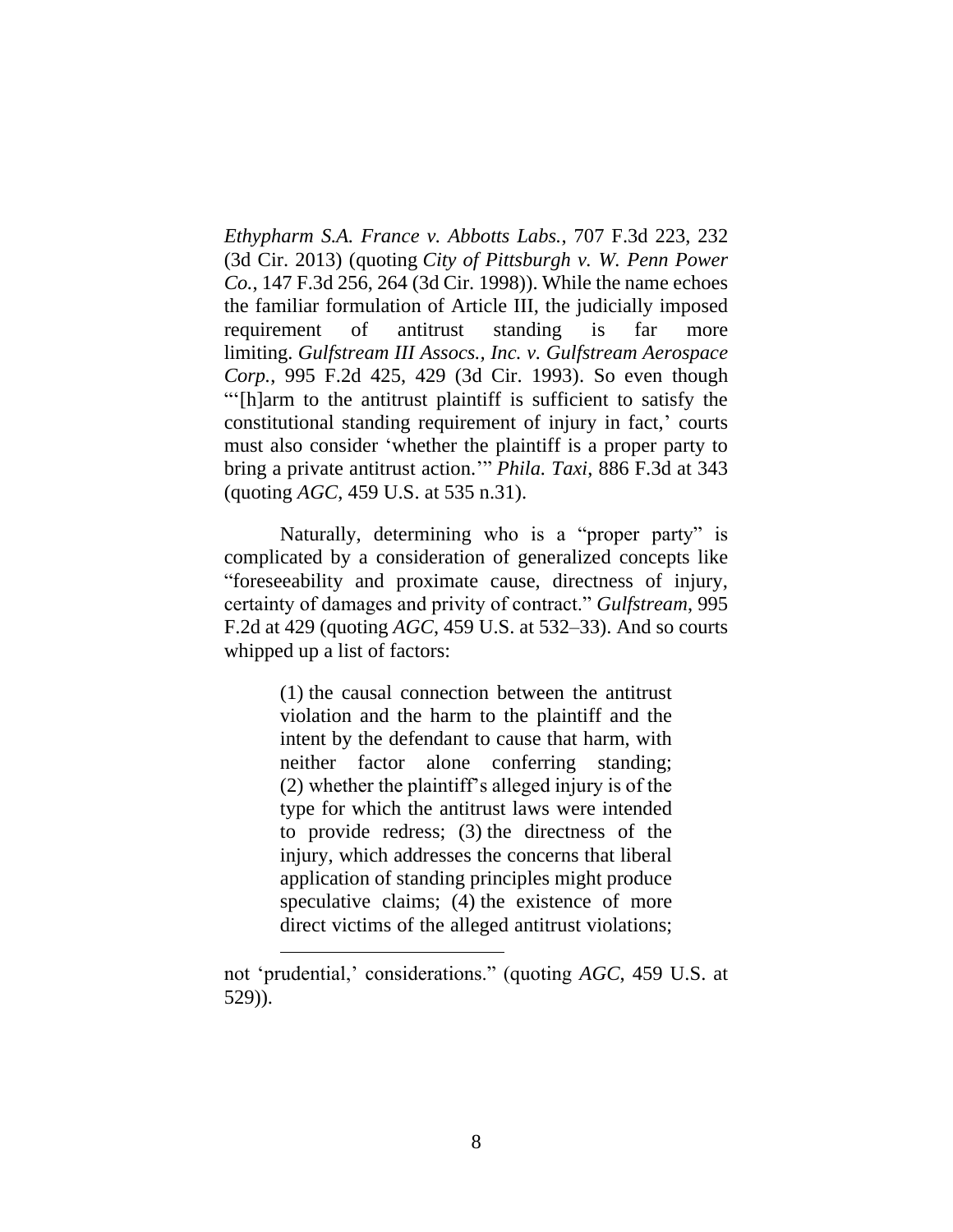*Ethypharm S.A. France v. Abbotts Labs.*, 707 F.3d 223, 232 (3d Cir. 2013) (quoting *City of Pittsburgh v. W. Penn Power Co.*, 147 F.3d 256, 264 (3d Cir. 1998)). While the name echoes the familiar formulation of Article III, the judicially imposed requirement of antitrust standing is far more limiting. *Gulfstream III Assocs., Inc. v. Gulfstream Aerospace Corp.*, 995 F.2d 425, 429 (3d Cir. 1993). So even though "'[h]arm to the antitrust plaintiff is sufficient to satisfy the constitutional standing requirement of injury in fact,' courts must also consider 'whether the plaintiff is a proper party to bring a private antitrust action.'" *Phila. Taxi*, 886 F.3d at 343 (quoting *AGC*, 459 U.S. at 535 n.31).

Naturally, determining who is a "proper party" is complicated by a consideration of generalized concepts like "foreseeability and proximate cause, directness of injury, certainty of damages and privity of contract." *Gulfstream*, 995 F.2d at 429 (quoting *AGC*, 459 U.S. at 532–33). And so courts whipped up a list of factors:

> (1) the causal connection between the antitrust violation and the harm to the plaintiff and the intent by the defendant to cause that harm, with neither factor alone conferring standing; (2) whether the plaintiff's alleged injury is of the type for which the antitrust laws were intended to provide redress; (3) the directness of the injury, which addresses the concerns that liberal application of standing principles might produce speculative claims; (4) the existence of more direct victims of the alleged antitrust violations;

---

not 'prudential,' considerations." (quoting *AGC*, 459 U.S. at 529)).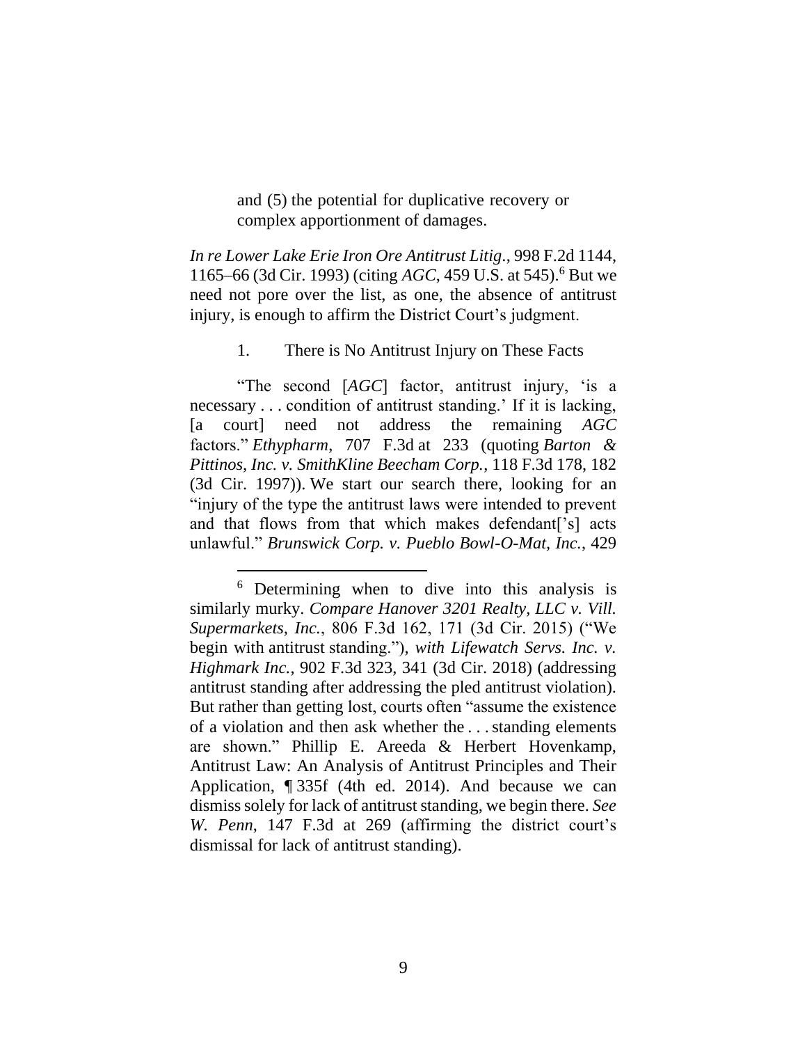> and (5) the potential for duplicative recovery or complex apportionment of damages.

*In re Lower Lake Erie Iron Ore Antitrust Litig.*, 998 F.2d 1144, 1165–66 (3d Cir. 1993) (citing *AGC*, 459 U.S. at 545).[6] But we need not pore over the list, as one, the absence of antitrust injury, is enough to affirm the District Court's judgment.

1. There is No Antitrust Injury on These Facts

"The second [*AGC*] factor, antitrust injury, 'is a necessary . . . condition of antitrust standing.' If it is lacking, [a court] need not address the remaining *AGC* factors." *Ethypharm*, 707 F.3d at 233 (quoting *Barton & Pittinos, Inc. v. SmithKline Beecham Corp.*, 118 F.3d 178, 182 (3d Cir. 1997)). We start our search there, looking for an "injury of the type the antitrust laws were intended to prevent and that flows from that which makes defendant['s] acts unlawful." *Brunswick Corp. v. Pueblo Bowl-O-Mat, Inc.*, 429

---

[6] Determining when to dive into this analysis is similarly murky. *Compare Hanover 3201 Realty, LLC v. Vill. Supermarkets, Inc.*, 806 F.3d 162, 171 (3d Cir. 2015) ("We begin with antitrust standing."), *with Lifewatch Servs. Inc. v. Highmark Inc.*, 902 F.3d 323, 341 (3d Cir. 2018) (addressing antitrust standing after addressing the pled antitrust violation). But rather than getting lost, courts often "assume the existence of a violation and then ask whether the . . . standing elements are shown." Phillip E. Areeda & Herbert Hovenkamp, Antitrust Law: An Analysis of Antitrust Principles and Their Application, ¶ 335f (4th ed. 2014). And because we can dismiss solely for lack of antitrust standing, we begin there. *See W. Penn*, 147 F.3d at 269 (affirming the district court's dismissal for lack of antitrust standing).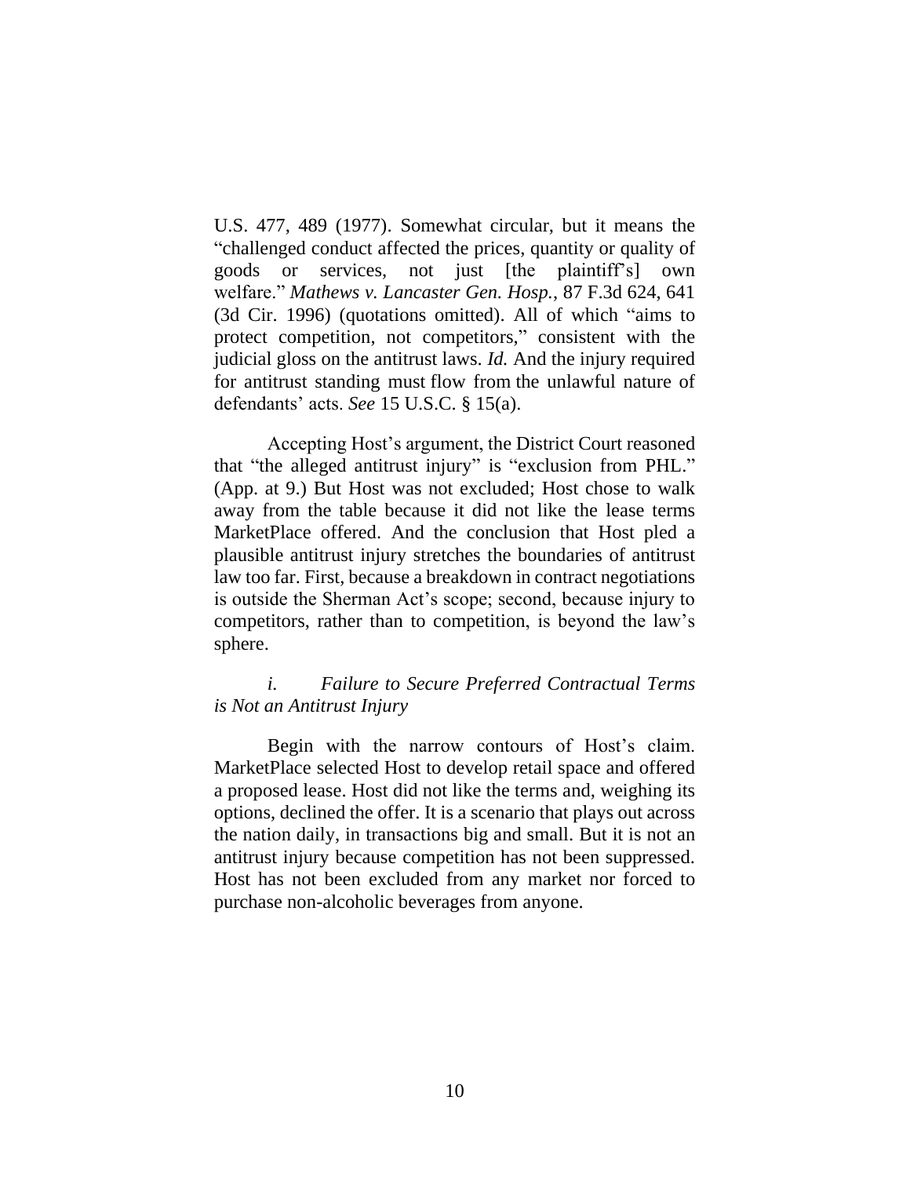U.S. 477, 489 (1977). Somewhat circular, but it means the "challenged conduct affected the prices, quantity or quality of goods or services, not just [the plaintiff's] own welfare." *Mathews v. Lancaster Gen. Hosp.*, 87 F.3d 624, 641 (3d Cir. 1996) (quotations omitted). All of which "aims to protect competition, not competitors," consistent with the judicial gloss on the antitrust laws. *Id.* And the injury required for antitrust standing must flow from the unlawful nature of defendants' acts. *See* 15 U.S.C. § 15(a).

Accepting Host's argument, the District Court reasoned that "the alleged antitrust injury" is "exclusion from PHL." (App. at 9.) But Host was not excluded; Host chose to walk away from the table because it did not like the lease terms MarketPlace offered. And the conclusion that Host pled a plausible antitrust injury stretches the boundaries of antitrust law too far. First, because a breakdown in contract negotiations is outside the Sherman Act's scope; second, because injury to competitors, rather than to competition, is beyond the law's sphere.

*i. Failure to Secure Preferred Contractual Terms is Not an Antitrust Injury*

Begin with the narrow contours of Host's claim. MarketPlace selected Host to develop retail space and offered a proposed lease. Host did not like the terms and, weighing its options, declined the offer. It is a scenario that plays out across the nation daily, in transactions big and small. But it is not an antitrust injury because competition has not been suppressed. Host has not been excluded from any market nor forced to purchase non-alcoholic beverages from anyone.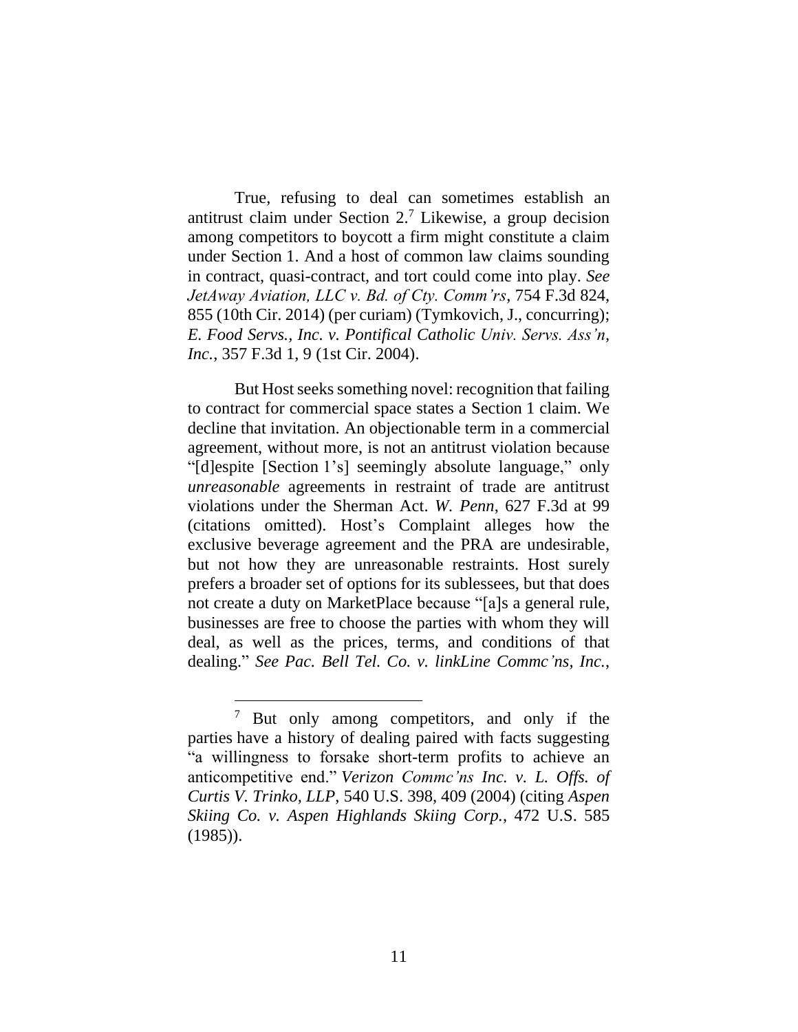True, refusing to deal can sometimes establish an antitrust claim under Section 2.[7] Likewise, a group decision among competitors to boycott a firm might constitute a claim under Section 1. And a host of common law claims sounding in contract, quasi-contract, and tort could come into play. *See JetAway Aviation, LLC v. Bd. of Cty. Comm'rs*, 754 F.3d 824, 855 (10th Cir. 2014) (per curiam) (Tymkovich, J., concurring); *E. Food Servs., Inc. v. Pontifical Catholic Univ. Servs. Ass'n, Inc.*, 357 F.3d 1, 9 (1st Cir. 2004).

But Host seeks something novel: recognition that failing to contract for commercial space states a Section 1 claim. We decline that invitation. An objectionable term in a commercial agreement, without more, is not an antitrust violation because "[d]espite [Section 1's] seemingly absolute language," only *unreasonable* agreements in restraint of trade are antitrust violations under the Sherman Act. *W. Penn*, 627 F.3d at 99 (citations omitted). Host's Complaint alleges how the exclusive beverage agreement and the PRA are undesirable, but not how they are unreasonable restraints. Host surely prefers a broader set of options for its sublessees, but that does not create a duty on MarketPlace because "[a]s a general rule, businesses are free to choose the parties with whom they will deal, as well as the prices, terms, and conditions of that dealing." *See Pac. Bell Tel. Co. v. linkLine Commc'ns, Inc.*,

---

[7] But only among competitors, and only if the parties have a history of dealing paired with facts suggesting "a willingness to forsake short-term profits to achieve an anticompetitive end." *Verizon Commc'ns Inc. v. L. Offs. of Curtis V. Trinko, LLP*, 540 U.S. 398, 409 (2004) (citing *Aspen Skiing Co. v. Aspen Highlands Skiing Corp.*, 472 U.S. 585 (1985)).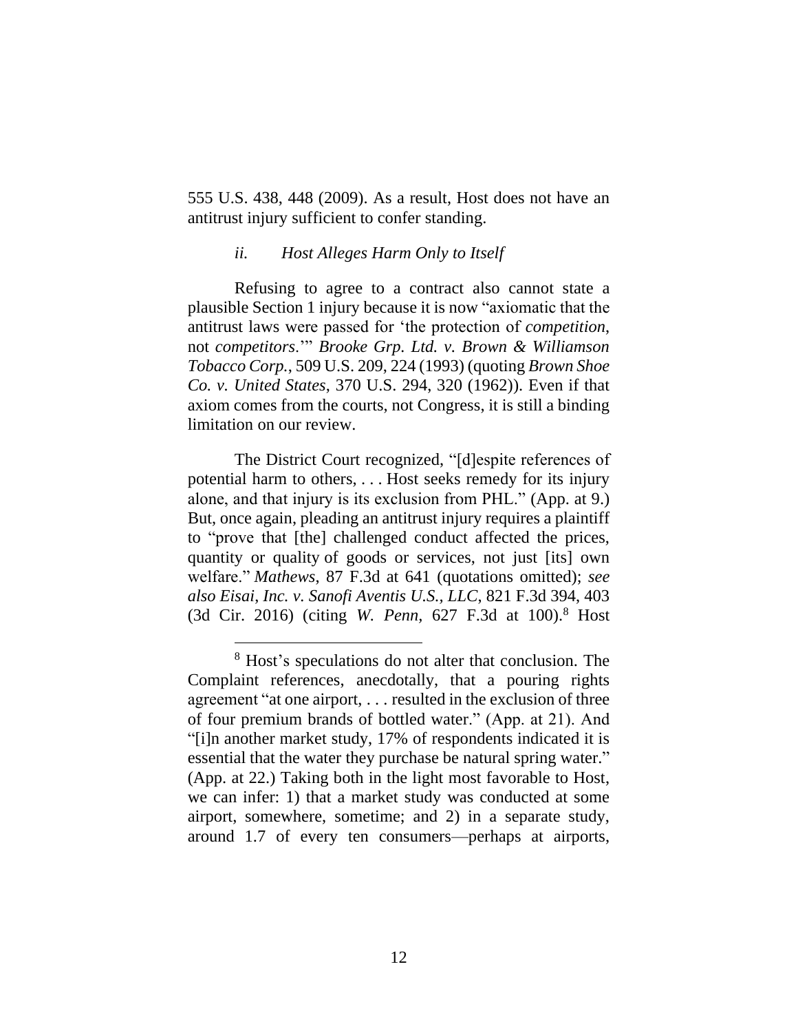555 U.S. 438, 448 (2009). As a result, Host does not have an antitrust injury sufficient to confer standing.

### *ii. Host Alleges Harm Only to Itself*

Refusing to agree to a contract also cannot state a plausible Section 1 injury because it is now "axiomatic that the antitrust laws were passed for 'the protection of *competition*, not *competitors*.'" *Brooke Grp. Ltd. v. Brown & Williamson Tobacco Corp.*, 509 U.S. 209, 224 (1993) (quoting *Brown Shoe Co. v. United States*, 370 U.S. 294, 320 (1962)). Even if that axiom comes from the courts, not Congress, it is still a binding limitation on our review.

The District Court recognized, "[d]espite references of potential harm to others, . . . Host seeks remedy for its injury alone, and that injury is its exclusion from PHL." (App. at 9.) But, once again, pleading an antitrust injury requires a plaintiff to "prove that [the] challenged conduct affected the prices, quantity or quality of goods or services, not just [its] own welfare." *Mathews*, 87 F.3d at 641 (quotations omitted); *see also Eisai, Inc. v. Sanofi Aventis U.S., LLC*, 821 F.3d 394, 403 (3d Cir. 2016) (citing *W. Penn*, 627 F.3d at 100).[8] Host

---

[8] Host's speculations do not alter that conclusion. The Complaint references, anecdotally, that a pouring rights agreement "at one airport, . . . resulted in the exclusion of three of four premium brands of bottled water." (App. at 21). And "[i]n another market study, 17% of respondents indicated it is essential that the water they purchase be natural spring water." (App. at 22.) Taking both in the light most favorable to Host, we can infer: 1) that a market study was conducted at some airport, somewhere, sometime; and 2) in a separate study, around 1.7 of every ten consumers—perhaps at airports,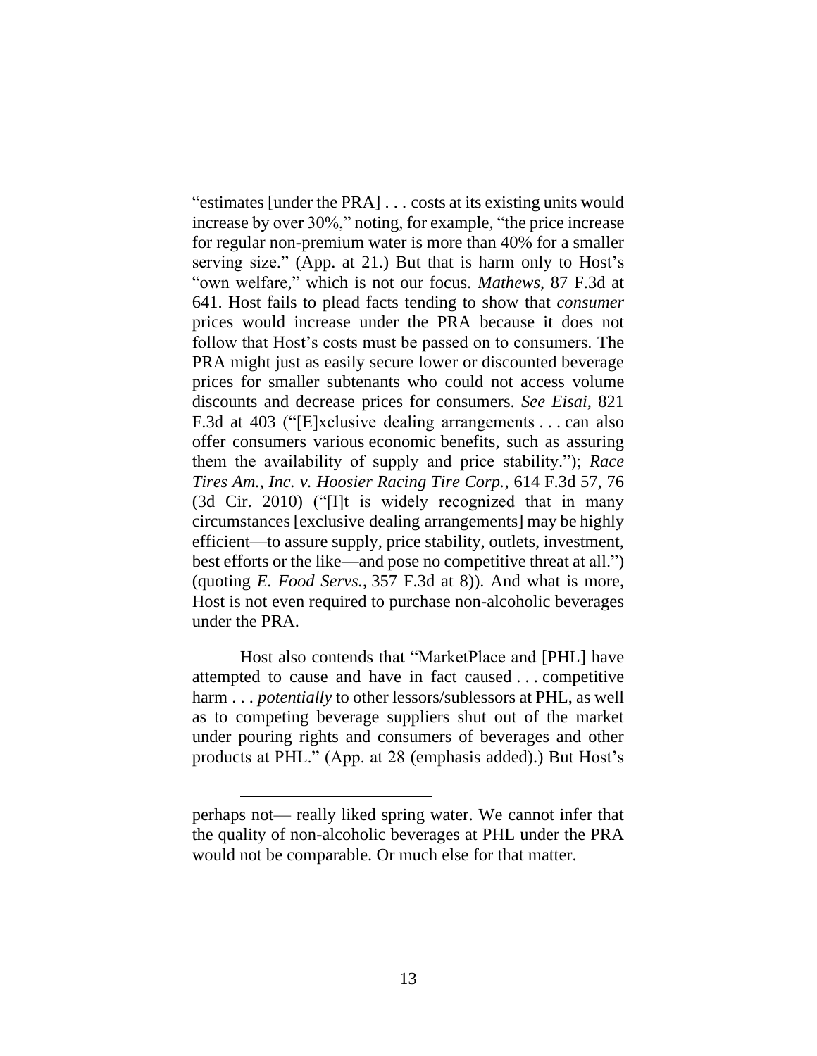"estimates [under the PRA] . . . costs at its existing units would increase by over 30%," noting, for example, "the price increase for regular non-premium water is more than 40% for a smaller serving size." (App. at 21.) But that is harm only to Host's "own welfare," which is not our focus. *Mathews*, 87 F.3d at 641. Host fails to plead facts tending to show that *consumer* prices would increase under the PRA because it does not follow that Host's costs must be passed on to consumers. The PRA might just as easily secure lower or discounted beverage prices for smaller subtenants who could not access volume discounts and decrease prices for consumers. *See Eisai*, 821 F.3d at 403 ("[E]xclusive dealing arrangements . . . can also offer consumers various economic benefits, such as assuring them the availability of supply and price stability."); *Race Tires Am., Inc. v. Hoosier Racing Tire Corp.*, 614 F.3d 57, 76 (3d Cir. 2010) ("[I]t is widely recognized that in many circumstances [exclusive dealing arrangements] may be highly efficient—to assure supply, price stability, outlets, investment, best efforts or the like—and pose no competitive threat at all.") (quoting *E. Food Servs.*, 357 F.3d at 8)). And what is more, Host is not even required to purchase non-alcoholic beverages under the PRA.

Host also contends that "MarketPlace and [PHL] have attempted to cause and have in fact caused . . . competitive harm . . . *potentially* to other lessors/sublessors at PHL, as well as to competing beverage suppliers shut out of the market under pouring rights and consumers of beverages and other products at PHL." (App. at 28 (emphasis added).) But Host's

---

perhaps not— really liked spring water. We cannot infer that the quality of non-alcoholic beverages at PHL under the PRA would not be comparable. Or much else for that matter.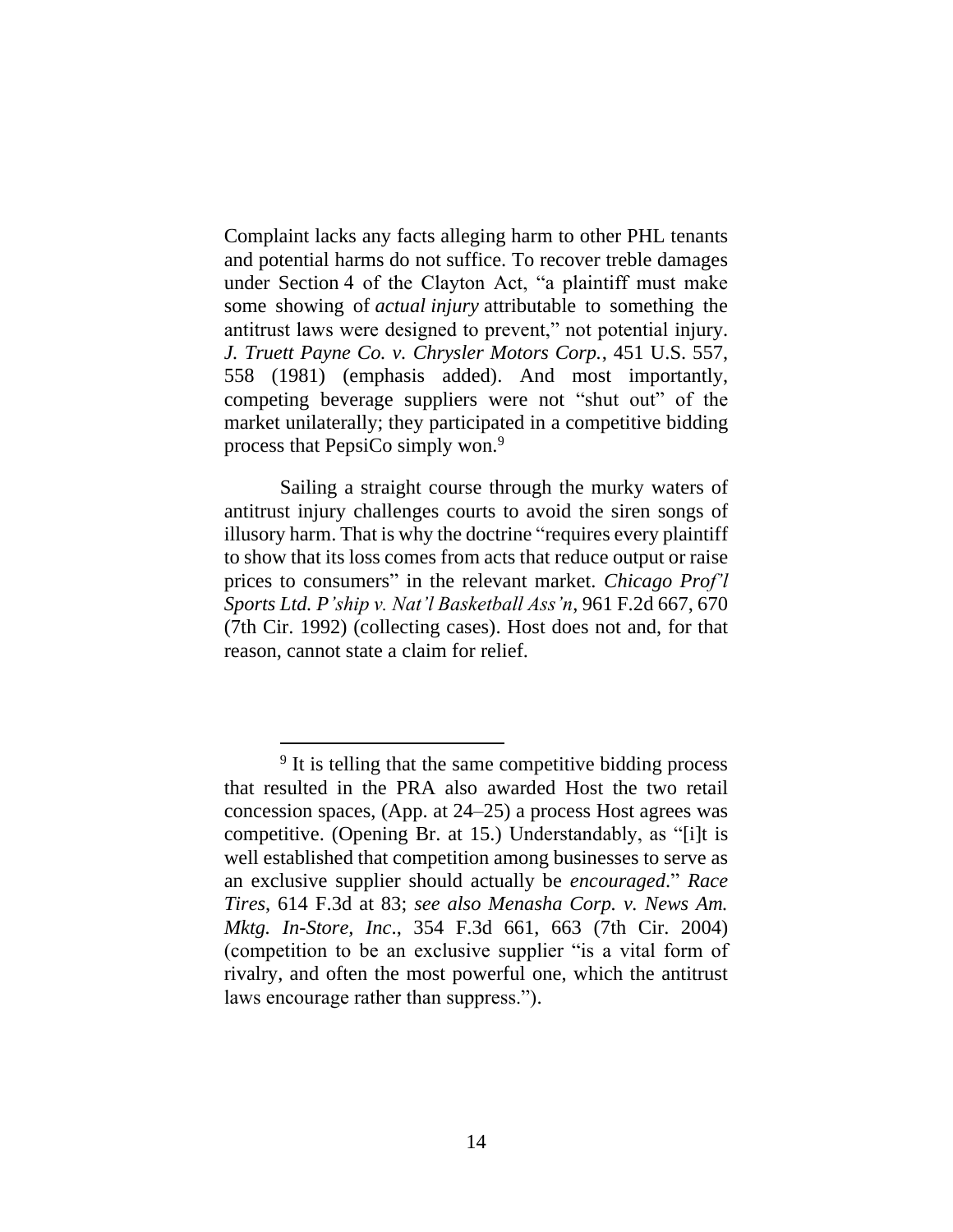Complaint lacks any facts alleging harm to other PHL tenants and potential harms do not suffice. To recover treble damages under Section 4 of the Clayton Act, "a plaintiff must make some showing of *actual injury* attributable to something the antitrust laws were designed to prevent," not potential injury. *J. Truett Payne Co. v. Chrysler Motors Corp.*, 451 U.S. 557, 558 (1981) (emphasis added). And most importantly, competing beverage suppliers were not "shut out" of the market unilaterally; they participated in a competitive bidding process that PepsiCo simply won.[9]

Sailing a straight course through the murky waters of antitrust injury challenges courts to avoid the siren songs of illusory harm. That is why the doctrine "requires every plaintiff to show that its loss comes from acts that reduce output or raise prices to consumers" in the relevant market. *Chicago Prof'l Sports Ltd. P'ship v. Nat'l Basketball Ass'n*, 961 F.2d 667, 670 (7th Cir. 1992) (collecting cases). Host does not and, for that reason, cannot state a claim for relief.

---

[9] It is telling that the same competitive bidding process that resulted in the PRA also awarded Host the two retail concession spaces, (App. at 24–25) a process Host agrees was competitive. (Opening Br. at 15.) Understandably, as "[i]t is well established that competition among businesses to serve as an exclusive supplier should actually be *encouraged*." *Race Tires*, 614 F.3d at 83; *see also Menasha Corp. v. News Am. Mktg. In-Store, Inc.*, 354 F.3d 661, 663 (7th Cir. 2004) (competition to be an exclusive supplier "is a vital form of rivalry, and often the most powerful one, which the antitrust laws encourage rather than suppress.").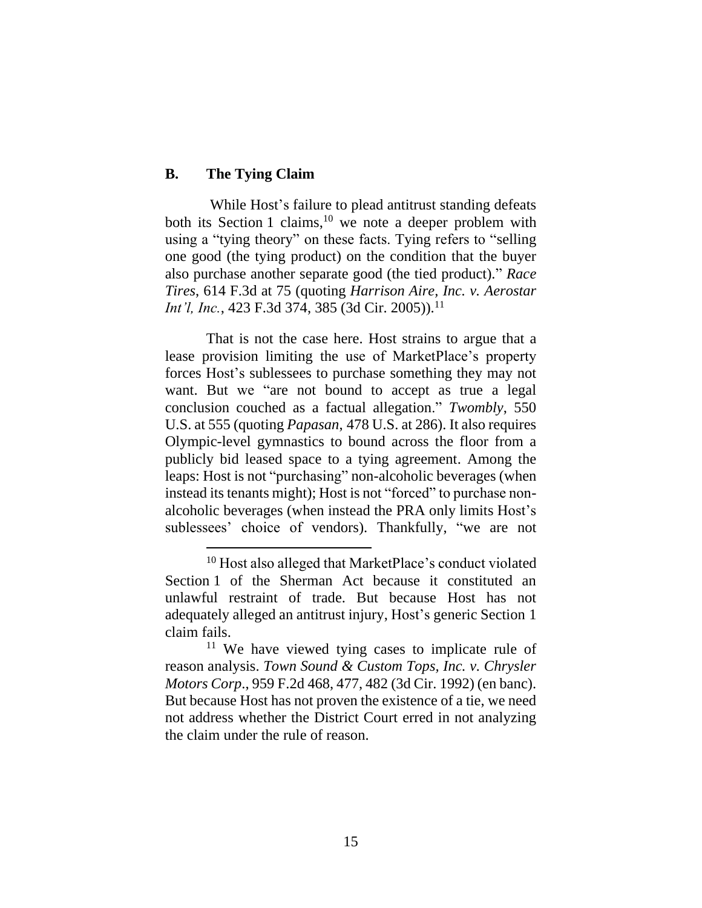## B. The Tying Claim

While Host's failure to plead antitrust standing defeats both its Section 1 claims,[10] we note a deeper problem with using a "tying theory" on these facts. Tying refers to "selling one good (the tying product) on the condition that the buyer also purchase another separate good (the tied product)." *Race Tires*, 614 F.3d at 75 (quoting *Harrison Aire, Inc. v. Aerostar Int'l, Inc.*, 423 F.3d 374, 385 (3d Cir. 2005)).[11]

That is not the case here. Host strains to argue that a lease provision limiting the use of MarketPlace's property forces Host's sublessees to purchase something they may not want. But we "are not bound to accept as true a legal conclusion couched as a factual allegation." *Twombly*, 550 U.S. at 555 (quoting *Papasan*, 478 U.S. at 286). It also requires Olympic-level gymnastics to bound across the floor from a publicly bid leased space to a tying agreement. Among the leaps: Host is not "purchasing" non-alcoholic beverages (when instead its tenants might); Host is not "forced" to purchase non-alcoholic beverages (when instead the PRA only limits Host's sublessees' choice of vendors). Thankfully, "we are not

---

[10] Host also alleged that MarketPlace's conduct violated Section 1 of the Sherman Act because it constituted an unlawful restraint of trade. But because Host has not adequately alleged an antitrust injury, Host's generic Section 1 claim fails.

[11] We have viewed tying cases to implicate rule of reason analysis. *Town Sound & Custom Tops, Inc. v. Chrysler Motors Corp*., 959 F.2d 468, 477, 482 (3d Cir. 1992) (en banc). But because Host has not proven the existence of a tie, we need not address whether the District Court erred in not analyzing the claim under the rule of reason.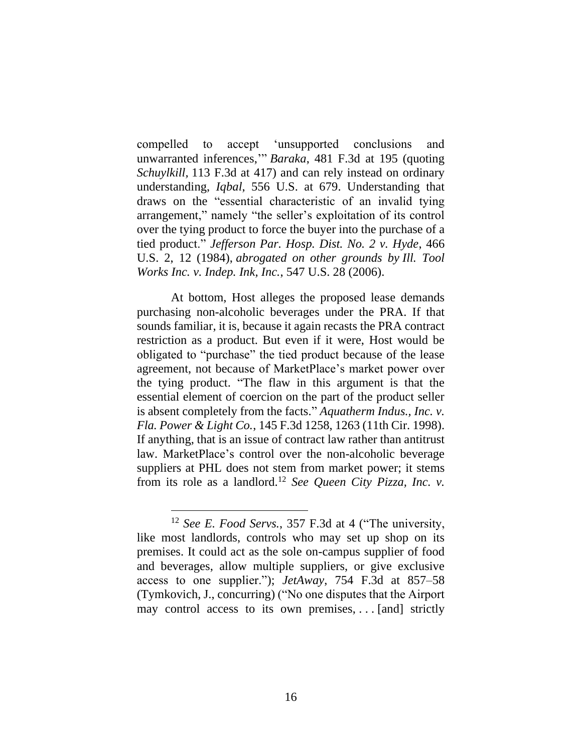compelled to accept 'unsupported conclusions and unwarranted inferences,'" *Baraka*, 481 F.3d at 195 (quoting *Schuylkill,* 113 F.3d at 417) and can rely instead on ordinary understanding, *Iqbal*, 556 U.S. at 679. Understanding that draws on the "essential characteristic of an invalid tying arrangement," namely "the seller's exploitation of its control over the tying product to force the buyer into the purchase of a tied product." *Jefferson Par. Hosp. Dist. No. 2 v. Hyde*, 466 U.S. 2, 12 (1984), *abrogated on other grounds by Ill. Tool Works Inc. v. Indep. Ink, Inc.*, 547 U.S. 28 (2006).

At bottom, Host alleges the proposed lease demands purchasing non-alcoholic beverages under the PRA. If that sounds familiar, it is, because it again recasts the PRA contract restriction as a product. But even if it were, Host would be obligated to "purchase" the tied product because of the lease agreement, not because of MarketPlace's market power over the tying product. "The flaw in this argument is that the essential element of coercion on the part of the product seller is absent completely from the facts." *Aquatherm Indus., Inc. v. Fla. Power & Light Co.*, 145 F.3d 1258, 1263 (11th Cir. 1998). If anything, that is an issue of contract law rather than antitrust law. MarketPlace's control over the non-alcoholic beverage suppliers at PHL does not stem from market power; it stems from its role as a landlord.[12] *See Queen City Pizza, Inc. v.*

[12] *See E. Food Servs.*, 357 F.3d at 4 ("The university, like most landlords, controls who may set up shop on its premises. It could act as the sole on-campus supplier of food and beverages, allow multiple suppliers, or give exclusive access to one supplier."); *JetAway*, 754 F.3d at 857–58 (Tymkovich, J., concurring) ("No one disputes that the Airport may control access to its own premises, . . . [and] strictly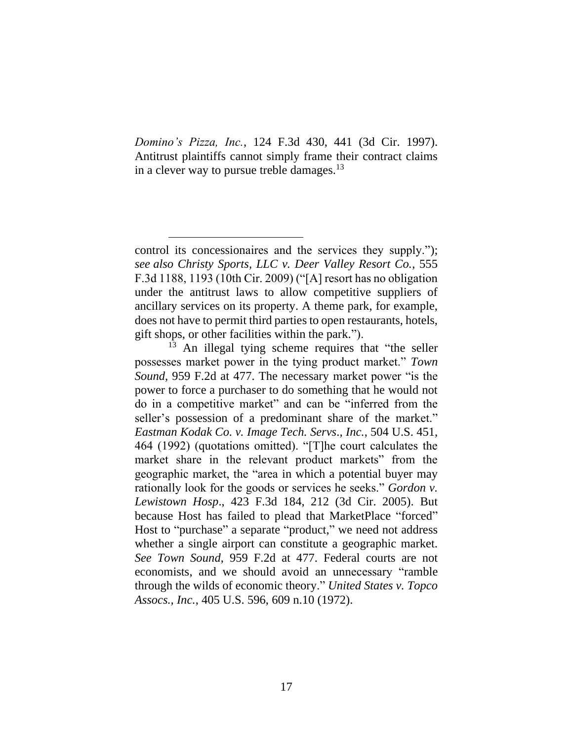*Domino's Pizza, Inc.*, 124 F.3d 430, 441 (3d Cir. 1997). Antitrust plaintiffs cannot simply frame their contract claims in a clever way to pursue treble damages.[13]

---

control its concessionaires and the services they supply."); *see also Christy Sports, LLC v. Deer Valley Resort Co.*, 555 F.3d 1188, 1193 (10th Cir. 2009) ("[A] resort has no obligation under the antitrust laws to allow competitive suppliers of ancillary services on its property. A theme park, for example, does not have to permit third parties to open restaurants, hotels, gift shops, or other facilities within the park.").

[13] An illegal tying scheme requires that "the seller possesses market power in the tying product market." *Town Sound*, 959 F.2d at 477. The necessary market power "is the power to force a purchaser to do something that he would not do in a competitive market" and can be "inferred from the seller's possession of a predominant share of the market." *Eastman Kodak Co. v. Image Tech. Servs., Inc.*, 504 U.S. 451, 464 (1992) (quotations omitted). "[T]he court calculates the market share in the relevant product markets" from the geographic market, the "area in which a potential buyer may rationally look for the goods or services he seeks." *Gordon v. Lewistown Hosp.*, 423 F.3d 184, 212 (3d Cir. 2005). But because Host has failed to plead that MarketPlace "forced" Host to "purchase" a separate "product," we need not address whether a single airport can constitute a geographic market. *See Town Sound*, 959 F.2d at 477. Federal courts are not economists, and we should avoid an unnecessary "ramble through the wilds of economic theory." *United States v. Topco Assocs., Inc.*, 405 U.S. 596, 609 n.10 (1972).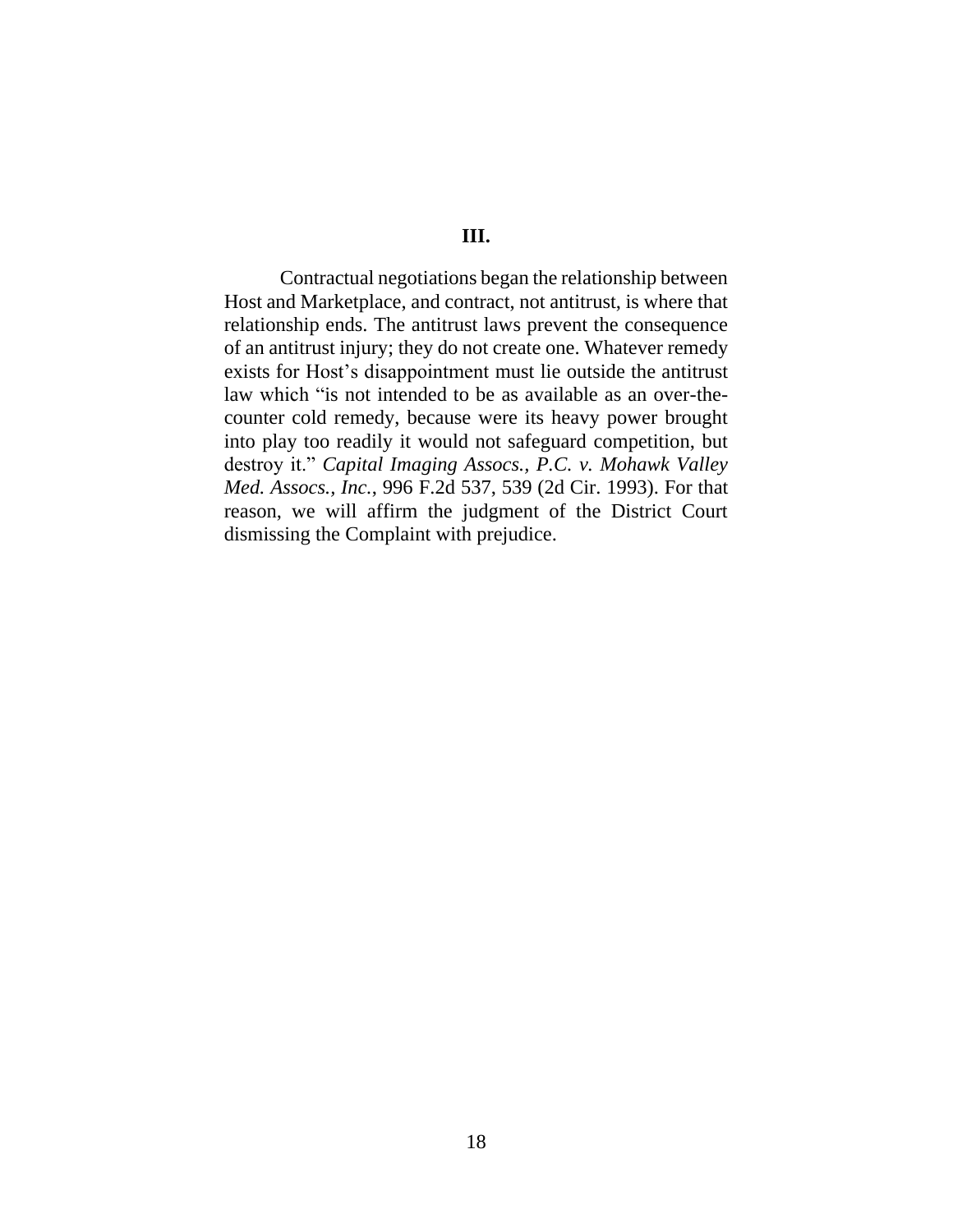## III.

Contractual negotiations began the relationship between Host and Marketplace, and contract, not antitrust, is where that relationship ends. The antitrust laws prevent the consequence of an antitrust injury; they do not create one. Whatever remedy exists for Host's disappointment must lie outside the antitrust law which "is not intended to be as available as an over-the-counter cold remedy, because were its heavy power brought into play too readily it would not safeguard competition, but destroy it." *Capital Imaging Assocs., P.C. v. Mohawk Valley Med. Assocs., Inc.*, 996 F.2d 537, 539 (2d Cir. 1993). For that reason, we will affirm the judgment of the District Court dismissing the Complaint with prejudice.